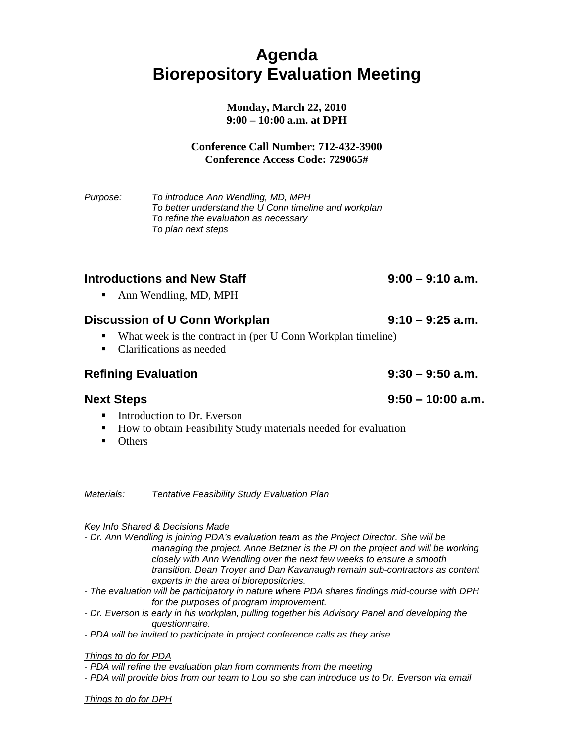# Agenda
# Biorepository Evaluation Meeting

**Monday, March 22, 2010**
**9:00 – 10:00 a.m. at DPH**

**Conference Call Number: 712-432-3900**
**Conference Access Code: 729065#**

*Purpose:* *To introduce Ann Wendling, MD, MPH*
*To better understand the U Conn timeline and workplan*
*To refine the evaluation as necessary*
*To plan next steps*

## Introductions and New Staff — 9:00 – 9:10 a.m.

- Ann Wendling, MD, MPH

## Discussion of U Conn Workplan — 9:10 – 9:25 a.m.

- What week is the contract in (per U Conn Workplan timeline)
- Clarifications as needed

## Refining Evaluation — 9:30 – 9:50 a.m.

## Next Steps — 9:50 – 10:00 a.m.

- Introduction to Dr. Everson
- How to obtain Feasibility Study materials needed for evaluation
- Others

*Materials:* *Tentative Feasibility Study Evaluation Plan*

*Key Info Shared & Decisions Made*

*- Dr. Ann Wendling is joining PDA's evaluation team as the Project Director. She will be managing the project. Anne Betzner is the PI on the project and will be working closely with Ann Wendling over the next few weeks to ensure a smooth transition. Dean Troyer and Dan Kavanaugh remain sub-contractors as content experts in the area of biorepositories.*

*- The evaluation will be participatory in nature where PDA shares findings mid-course with DPH for the purposes of program improvement.*

*- Dr. Everson is early in his workplan, pulling together his Advisory Panel and developing the questionnaire.*

*- PDA will be invited to participate in project conference calls as they arise*

*Things to do for PDA*

*- PDA will refine the evaluation plan from comments from the meeting*

*- PDA will provide bios from our team to Lou so she can introduce us to Dr. Everson via email*

*Things to do for DPH*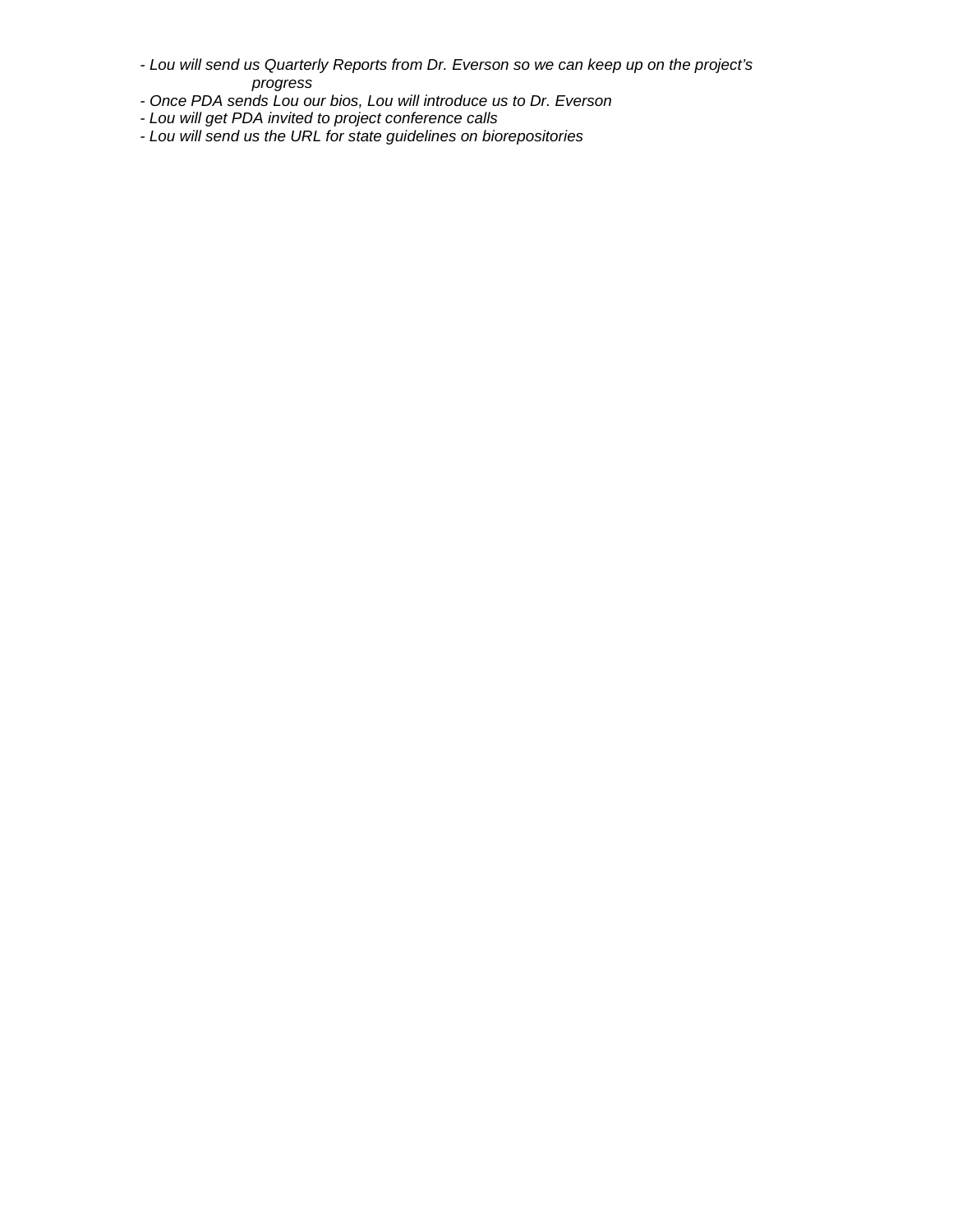- *Lou will send us Quarterly Reports from Dr. Everson so we can keep up on the project's progress*
- *Once PDA sends Lou our bios, Lou will introduce us to Dr. Everson*
- *Lou will get PDA invited to project conference calls*
- *Lou will send us the URL for state guidelines on biorepositories*